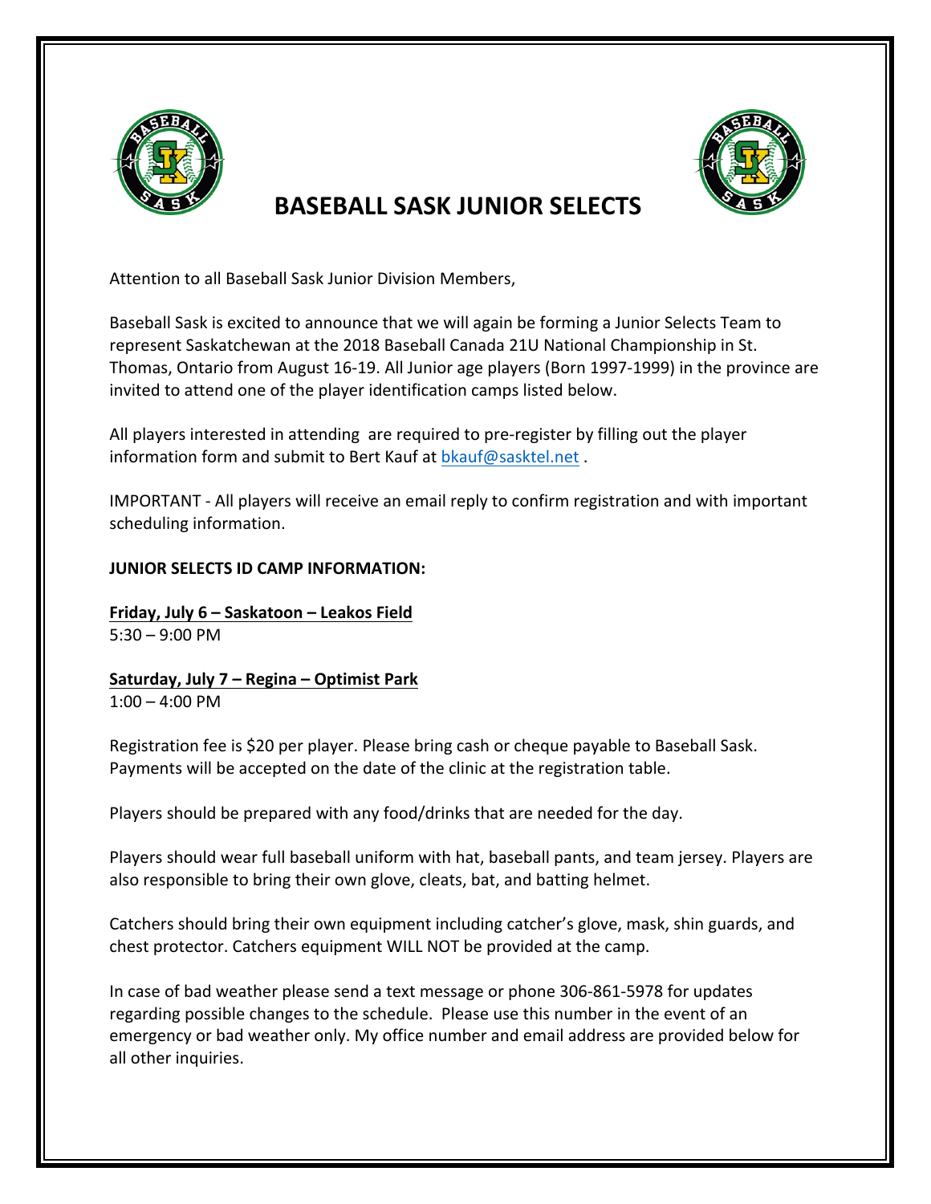# BASEBALL SASK JUNIOR SELECTS

Attention to all Baseball Sask Junior Division Members,

Baseball Sask is excited to announce that we will again be forming a Junior Selects Team to represent Saskatchewan at the 2018 Baseball Canada 21U National Championship in St. Thomas, Ontario from August 16-19. All Junior age players (Born 1997-1999) in the province are invited to attend one of the player identification camps listed below.

All players interested in attending are required to pre-register by filling out the player information form and submit to Bert Kauf at bkauf@sasktel.net .

IMPORTANT - All players will receive an email reply to confirm registration and with important scheduling information.

**JUNIOR SELECTS ID CAMP INFORMATION:**

**Friday, July 6 – Saskatoon – Leakos Field**
5:30 – 9:00 PM

**Saturday, July 7 – Regina – Optimist Park**
1:00 – 4:00 PM

Registration fee is $20 per player. Please bring cash or cheque payable to Baseball Sask. Payments will be accepted on the date of the clinic at the registration table.

Players should be prepared with any food/drinks that are needed for the day.

Players should wear full baseball uniform with hat, baseball pants, and team jersey. Players are also responsible to bring their own glove, cleats, bat, and batting helmet.

Catchers should bring their own equipment including catcher's glove, mask, shin guards, and chest protector. Catchers equipment WILL NOT be provided at the camp.

In case of bad weather please send a text message or phone 306-861-5978 for updates regarding possible changes to the schedule. Please use this number in the event of an emergency or bad weather only. My office number and email address are provided below for all other inquiries.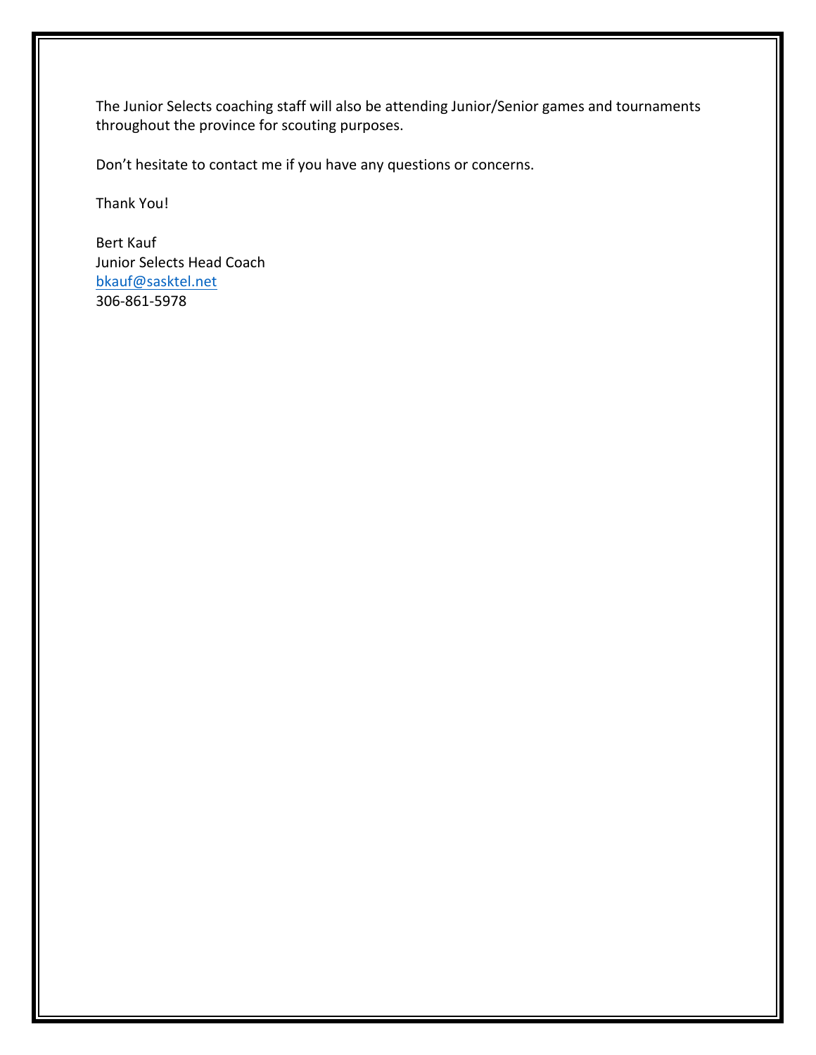The Junior Selects coaching staff will also be attending Junior/Senior games and tournaments throughout the province for scouting purposes.

Don't hesitate to contact me if you have any questions or concerns.

Thank You!

Bert Kauf
Junior Selects Head Coach
bkauf@sasktel.net
306-861-5978